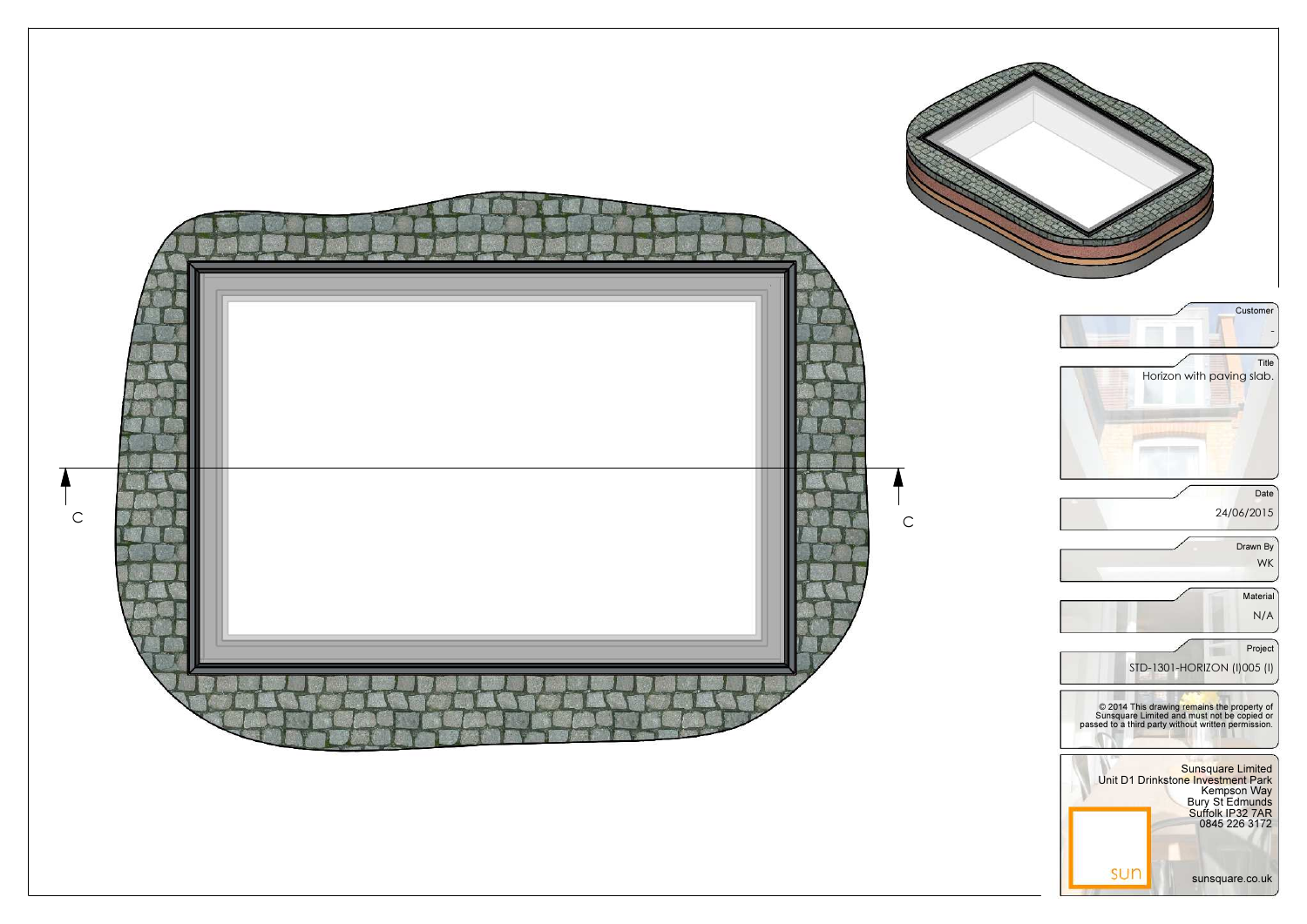C

C

Customer

-

Title

Horizon with paving slab.

Date

24/06/2015

Drawn By

WK

Material

N/A

Project

STD-1301-HORIZON (I)005 (I)

© 2014 This drawing remains the property of Sunsquare Limited and must not be copied or passed to a third party without written permission.

Sunsquare Limited
Unit D1 Drinkstone Investment Park
Kempson Way
Bury St Edmunds
Suffolk IP32 7AR
0845 226 3172

sun

sunsquare.co.uk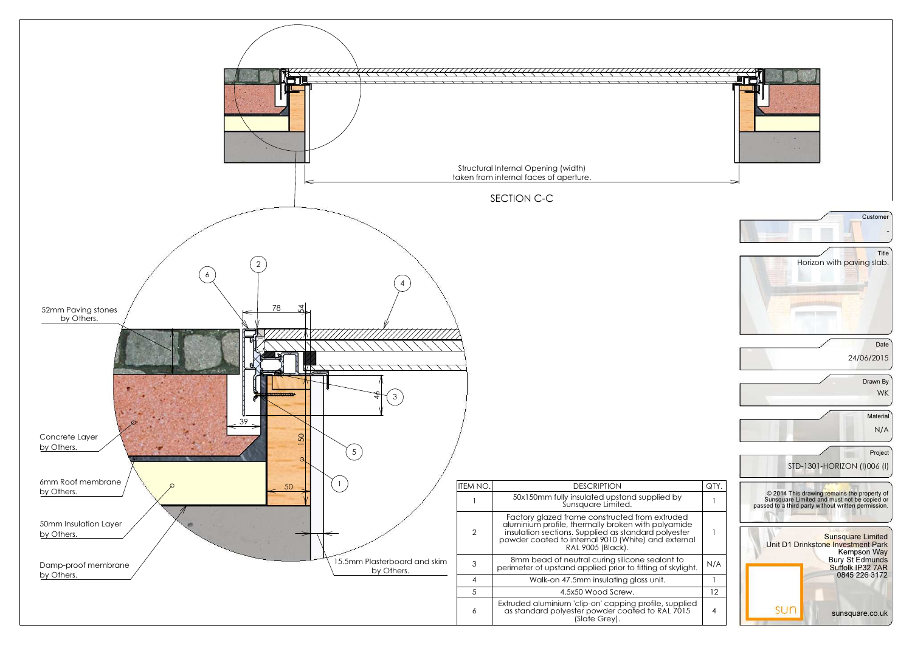Structural Internal Opening (width) taken from internal faces of aperture.

SECTION C-C

52mm Paving stones by Others.

Concrete Layer by Others.

6mm Roof membrane by Others.

50mm Insulation Layer by Others.

Damp-proof membrane by Others.

15.5mm Plasterboard and skim by Others.

78

54

46

39

150

50

| ITEM NO. | DESCRIPTION | QTY. |
|---|---|---|
| 1 | 50x150mm fully insulated upstand supplied by Sunsquare Limited. | 1 |
| 2 | Factory glazed frame constructed from extruded aluminium profile, thermally broken with polyamide insulation sections. Supplied as standard polyester powder coated to internal 9010 (White) and external RAL 9005 (Black). | 1 |
| 3 | 8mm bead of neutral curing silicone sealant to perimeter of upstand applied prior to fitting of skylight. | N/A |
| 4 | Walk-on 47.5mm insulating glass unit. | 1 |
| 5 | 4.5x50 Wood Screw. | 12 |
| 6 | Extruded aluminium 'clip-on' capping profile, supplied as standard polyester powder coated to RAL 7015 (Slate Grey). | 4 |

Customer: -

Title: Horizon with paving slab.

Date: 24/06/2015

Drawn By: WK

Material: N/A

Project: STD-1301-HORIZON (I)006 (I)

© 2014 This drawing remains the property of Sunsquare Limited and must not be copied or passed to a third party without written permission.

Sunsquare Limited
Unit D1 Drinkstone Investment Park
Kempson Way
Bury St Edmunds
Suffolk IP32 7AR
0845 226 3172

sun

sunsquare.co.uk